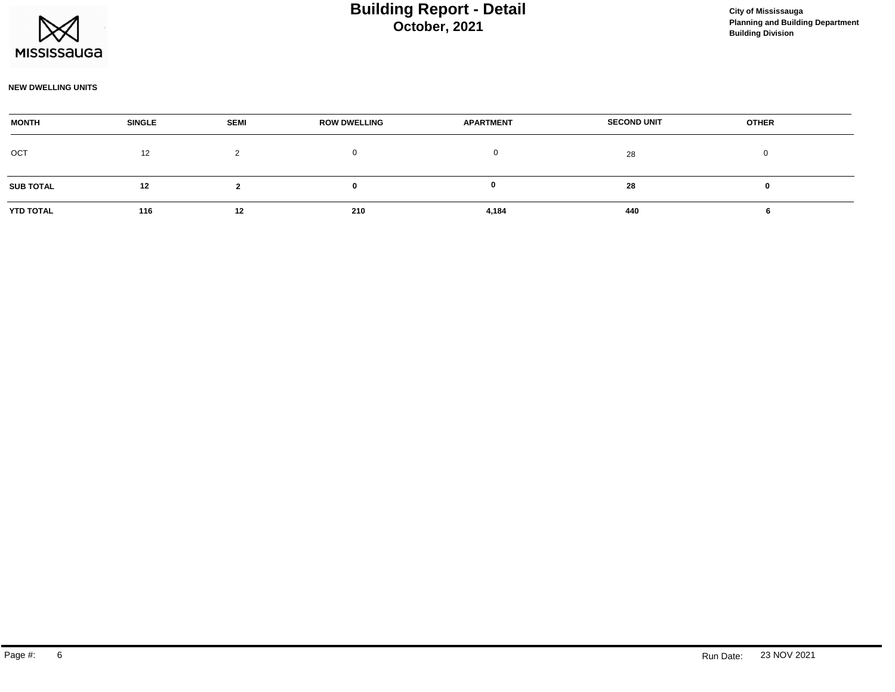# Building Report - Detail
## October, 2021

**City of Mississauga**
**Planning and Building Department**
**Building Division**

**NEW DWELLING UNITS**

| MONTH | SINGLE | SEMI | ROW DWELLING | APARTMENT | SECOND UNIT | OTHER |
|---|---|---|---|---|---|---|
| OCT | 12 | 2 | 0 | 0 | 28 | 0 |
| **SUB TOTAL** | **12** | **2** | **0** | **0** | **28** | **0** |
| **YTD TOTAL** | **116** | **12** | **210** | **4,184** | **440** | **6** |

Run Date: 23 NOV 2021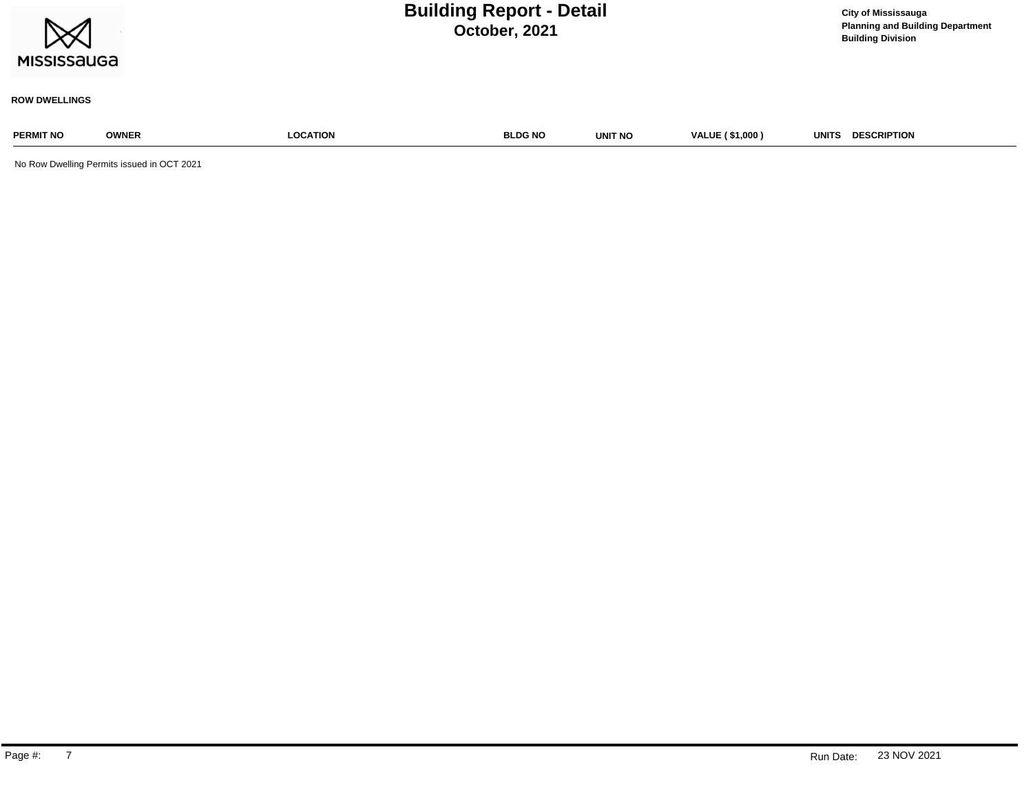# Building Report - Detail
## October, 2021

City of Mississauga
Planning and Building Department
Building Division

**ROW DWELLINGS**

| PERMIT NO | OWNER | LOCATION | BLDG NO | UNIT NO | VALUE ( $1,000 ) | UNITS | DESCRIPTION |
|---|---|---|---|---|---|---|---|

No Row Dwelling Permits issued in OCT 2021

Run Date: 23 NOV 2021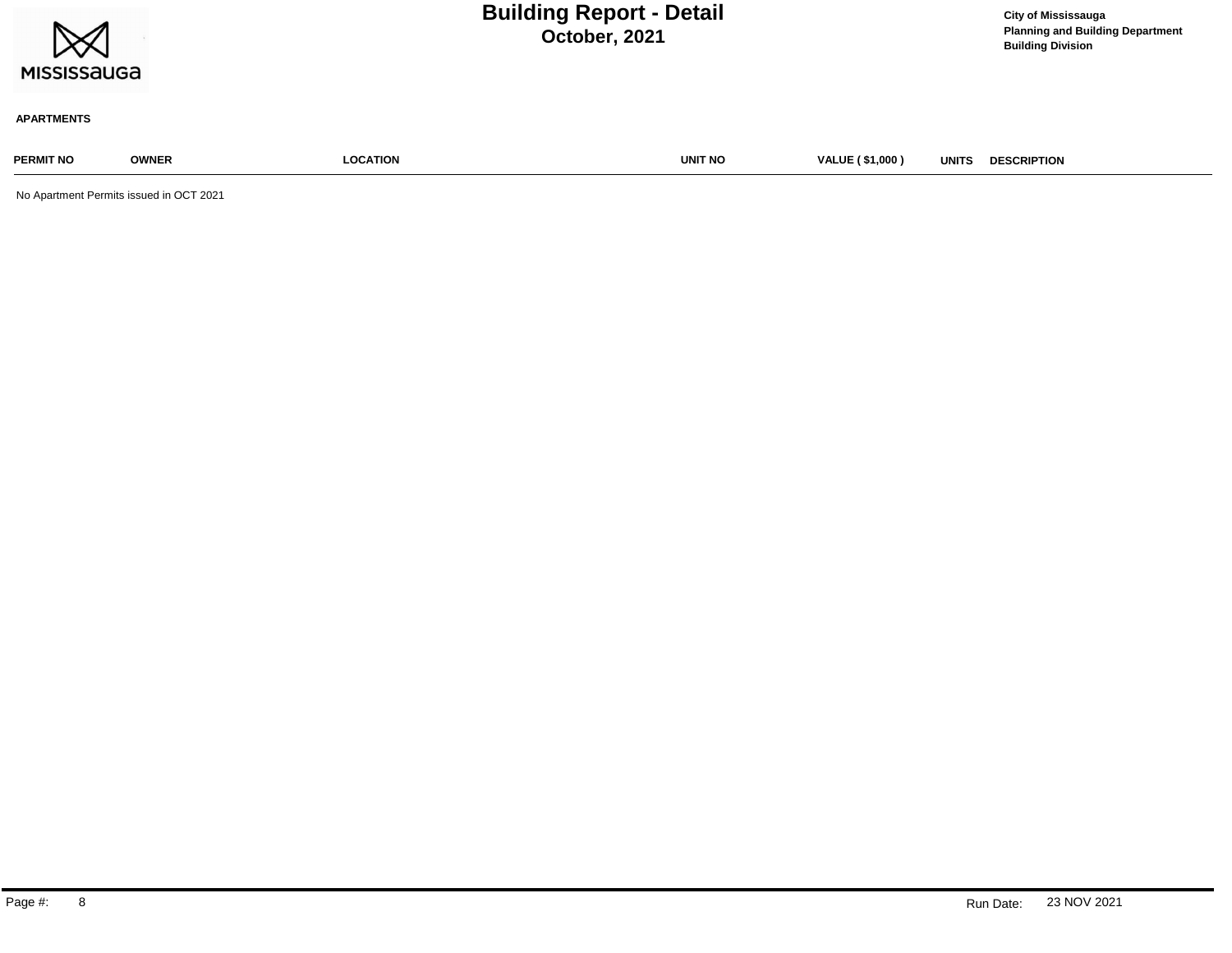# Building Report - Detail

## October, 2021

City of Mississauga
Planning and Building Department
Building Division

**APARTMENTS**

| PERMIT NO | OWNER | LOCATION | UNIT NO | VALUE ( $1,000 ) | UNITS | DESCRIPTION |
|---|---|---|---|---|---|---|

No Apartment Permits issued in OCT 2021

Run Date: 23 NOV 2021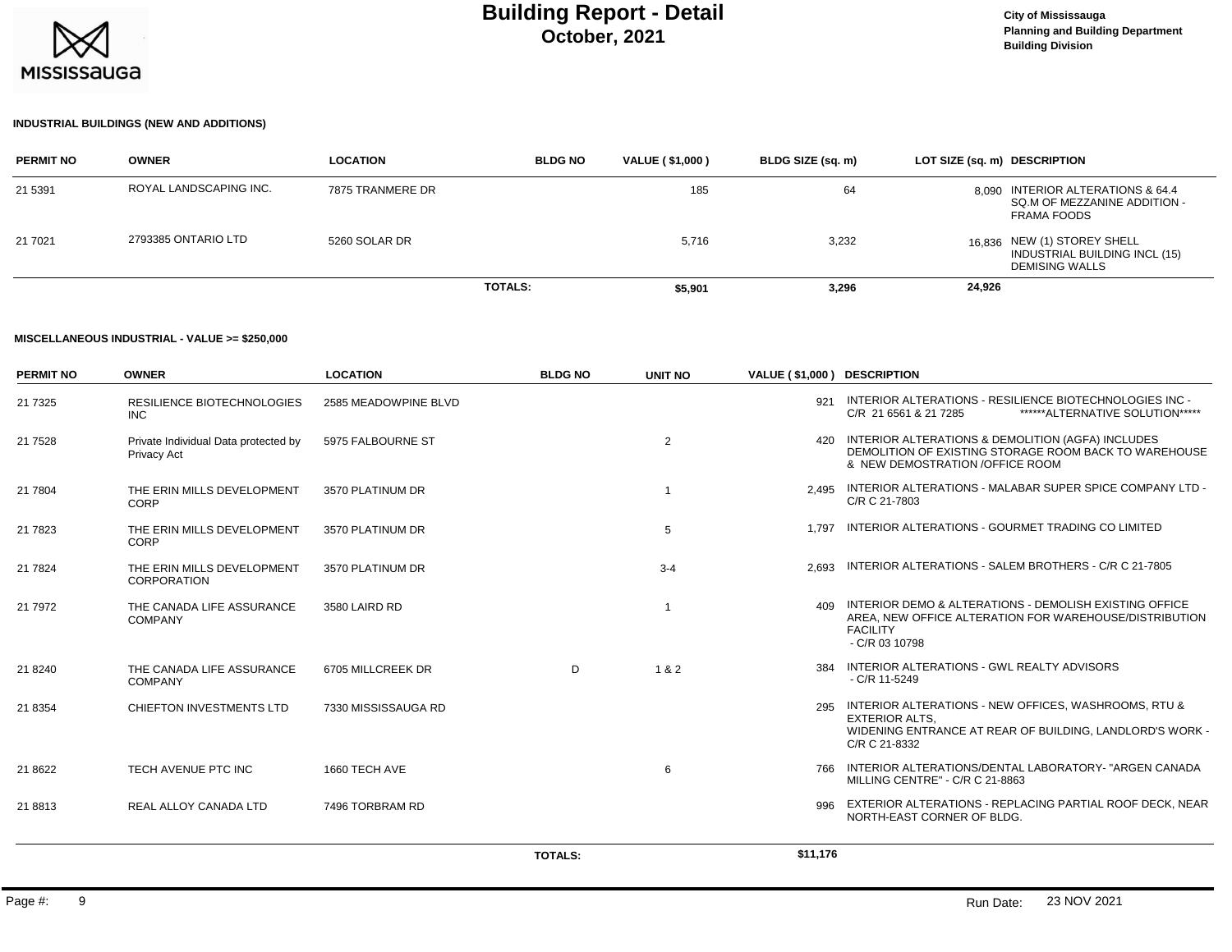# Building Report - Detail
## October, 2021

City of Mississauga
Planning and Building Department
Building Division

### INDUSTRIAL BUILDINGS (NEW AND ADDITIONS)

| PERMIT NO | OWNER | LOCATION | BLDG NO | VALUE ( $1,000 ) | BLDG SIZE (sq. m) | LOT SIZE (sq. m) | DESCRIPTION |
|---|---|---|---|---|---|---|---|
| 21 5391 | ROYAL LANDSCAPING INC. | 7875 TRANMERE DR | | 185 | 64 | 8,090 | INTERIOR ALTERATIONS & 64.4 SQ.M OF MEZZANINE ADDITION - FRAMA FOODS |
| 21 7021 | 2793385 ONTARIO LTD | 5260 SOLAR DR | | 5,716 | 3,232 | 16,836 | NEW (1) STOREY SHELL INDUSTRIAL BUILDING INCL (15) DEMISING WALLS |
| | | | **TOTALS:** | **$5,901** | **3,296** | **24,926** | |

### MISCELLANEOUS INDUSTRIAL - VALUE >= $250,000

| PERMIT NO | OWNER | LOCATION | BLDG NO | UNIT NO | VALUE ( $1,000 ) | DESCRIPTION |
|---|---|---|---|---|---|---|
| 21 7325 | RESILIENCE BIOTECHNOLOGIES INC | 2585 MEADOWPINE BLVD | | | 921 | INTERIOR ALTERATIONS - RESILIENCE BIOTECHNOLOGIES INC - C/R 21 6561 & 21 7285 ******ALTERNATIVE SOLUTION***** |
| 21 7528 | Private Individual Data protected by Privacy Act | 5975 FALBOURNE ST | | 2 | 420 | INTERIOR ALTERATIONS & DEMOLITION (AGFA) INCLUDES DEMOLITION OF EXISTING STORAGE ROOM BACK TO WAREHOUSE & NEW DEMOSTRATION /OFFICE ROOM |
| 21 7804 | THE ERIN MILLS DEVELOPMENT CORP | 3570 PLATINUM DR | | 1 | 2,495 | INTERIOR ALTERATIONS - MALABAR SUPER SPICE COMPANY LTD - C/R C 21-7803 |
| 21 7823 | THE ERIN MILLS DEVELOPMENT CORP | 3570 PLATINUM DR | | 5 | 1,797 | INTERIOR ALTERATIONS - GOURMET TRADING CO LIMITED |
| 21 7824 | THE ERIN MILLS DEVELOPMENT CORPORATION | 3570 PLATINUM DR | | 3-4 | 2,693 | INTERIOR ALTERATIONS - SALEM BROTHERS - C/R C 21-7805 |
| 21 7972 | THE CANADA LIFE ASSURANCE COMPANY | 3580 LAIRD RD | | 1 | 409 | INTERIOR DEMO & ALTERATIONS - DEMOLISH EXISTING OFFICE AREA, NEW OFFICE ALTERATION FOR WAREHOUSE/DISTRIBUTION FACILITY - C/R 03 10798 |
| 21 8240 | THE CANADA LIFE ASSURANCE COMPANY | 6705 MILLCREEK DR | D | 1 & 2 | 384 | INTERIOR ALTERATIONS - GWL REALTY ADVISORS - C/R 11-5249 |
| 21 8354 | CHIEFTON INVESTMENTS LTD | 7330 MISSISSAUGA RD | | | 295 | INTERIOR ALTERATIONS - NEW OFFICES, WASHROOMS, RTU & EXTERIOR ALTS, WIDENING ENTRANCE AT REAR OF BUILDING, LANDLORD'S WORK - C/R C 21-8332 |
| 21 8622 | TECH AVENUE PTC INC | 1660 TECH AVE | | 6 | 766 | INTERIOR ALTERATIONS/DENTAL LABORATORY- "ARGEN CANADA MILLING CENTRE" - C/R C 21-8863 |
| 21 8813 | REAL ALLOY CANADA LTD | 7496 TORBRAM RD | | | 996 | EXTERIOR ALTERATIONS - REPLACING PARTIAL ROOF DECK, NEAR NORTH-EAST CORNER OF BLDG. |
| | | | **TOTALS:** | | **$11,176** | |

Run Date: 23 NOV 2021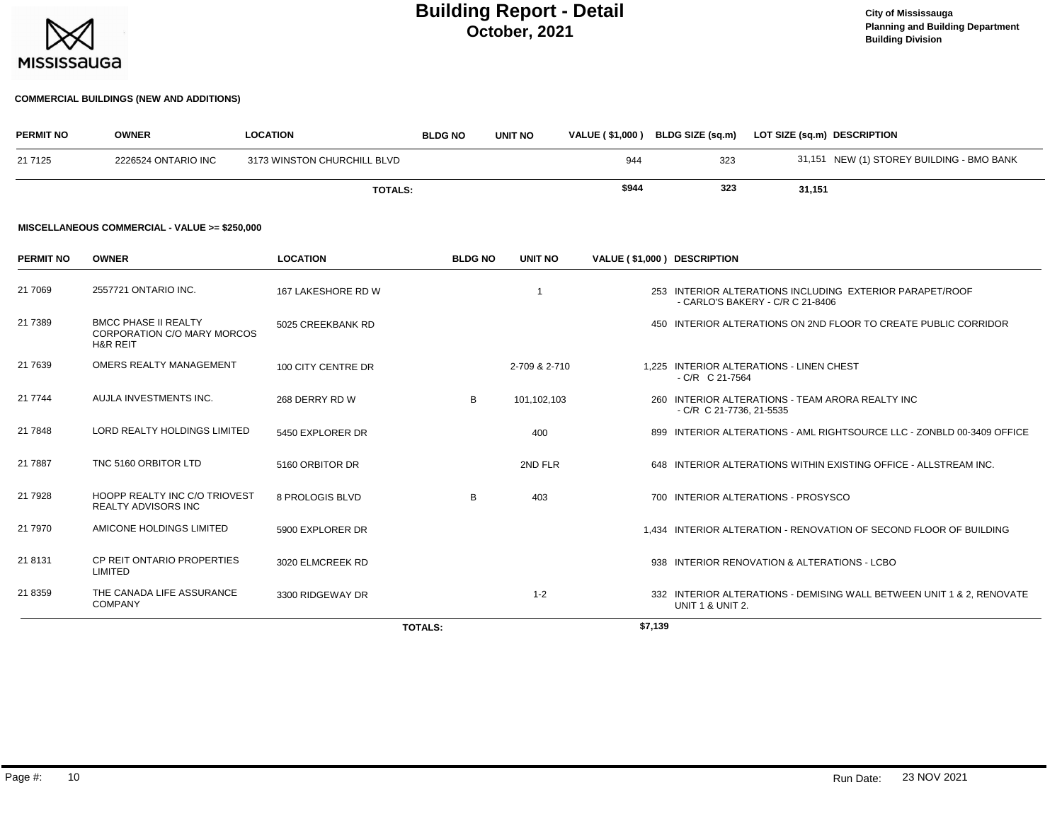# Building Report - Detail
## October, 2021

City of Mississauga
Planning and Building Department
Building Division

### COMMERCIAL BUILDINGS (NEW AND ADDITIONS)

| PERMIT NO | OWNER | LOCATION | BLDG NO | UNIT NO | VALUE ( $1,000 ) | BLDG SIZE (sq.m) | LOT SIZE (sq.m) | DESCRIPTION |
|---|---|---|---|---|---|---|---|---|
| 21 7125 | 2226524 ONTARIO INC | 3173 WINSTON CHURCHILL BLVD | | | 944 | 323 | 31,151 | NEW (1) STOREY BUILDING - BMO BANK |
| | | TOTALS: | | | $944 | 323 | 31,151 | |

### MISCELLANEOUS COMMERCIAL - VALUE >= $250,000

| PERMIT NO | OWNER | LOCATION | BLDG NO | UNIT NO | VALUE ( $1,000 ) | DESCRIPTION |
|---|---|---|---|---|---|---|
| 21 7069 | 2557721 ONTARIO INC. | 167 LAKESHORE RD W | | 1 | 253 | INTERIOR ALTERATIONS INCLUDING EXTERIOR PARAPET/ROOF - CARLO'S BAKERY - C/R C 21-8406 |
| 21 7389 | BMCC PHASE II REALTY CORPORATION C/O MARY MORCOS H&R REIT | 5025 CREEKBANK RD | | | 450 | INTERIOR ALTERATIONS ON 2ND FLOOR TO CREATE PUBLIC CORRIDOR |
| 21 7639 | OMERS REALTY MANAGEMENT | 100 CITY CENTRE DR | | 2-709 & 2-710 | 1,225 | INTERIOR ALTERATIONS - LINEN CHEST - C/R C 21-7564 |
| 21 7744 | AUJLA INVESTMENTS INC. | 268 DERRY RD W | B | 101,102,103 | 260 | INTERIOR ALTERATIONS - TEAM ARORA REALTY INC - C/R C 21-7736, 21-5535 |
| 21 7848 | LORD REALTY HOLDINGS LIMITED | 5450 EXPLORER DR | | 400 | 899 | INTERIOR ALTERATIONS - AML RIGHTSOURCE LLC - ZONBLD 00-3409 OFFICE |
| 21 7887 | TNC 5160 ORBITOR LTD | 5160 ORBITOR DR | | 2ND FLR | 648 | INTERIOR ALTERATIONS WITHIN EXISTING OFFICE - ALLSTREAM INC. |
| 21 7928 | HOOPP REALTY INC C/O TRIOVEST REALTY ADVISORS INC | 8 PROLOGIS BLVD | B | 403 | 700 | INTERIOR ALTERATIONS - PROSYSCO |
| 21 7970 | AMICONE HOLDINGS LIMITED | 5900 EXPLORER DR | | | 1,434 | INTERIOR ALTERATION - RENOVATION OF SECOND FLOOR OF BUILDING |
| 21 8131 | CP REIT ONTARIO PROPERTIES LIMITED | 3020 ELMCREEK RD | | | 938 | INTERIOR RENOVATION & ALTERATIONS - LCBO |
| 21 8359 | THE CANADA LIFE ASSURANCE COMPANY | 3300 RIDGEWAY DR | | 1-2 | 332 | INTERIOR ALTERATIONS - DEMISING WALL BETWEEN UNIT 1 & 2, RENOVATE UNIT 1 & UNIT 2. |
| | | | TOTALS: | | $7,139 | |

Run Date: 23 NOV 2021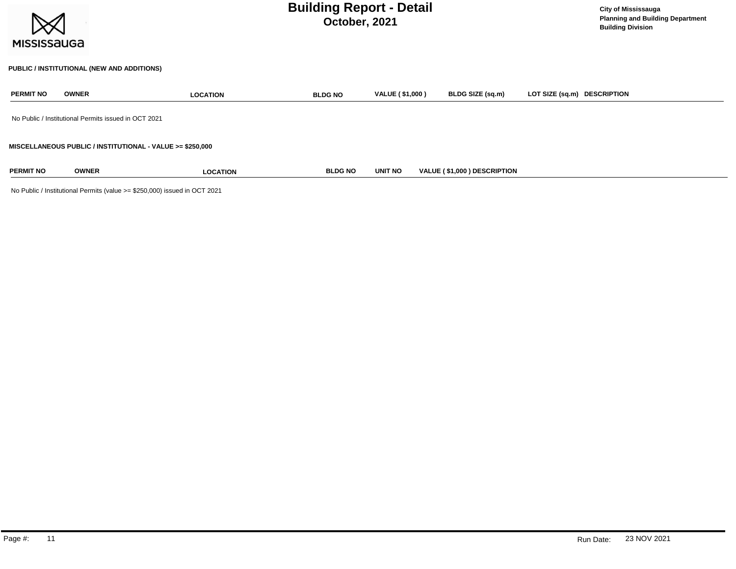# Building Report - Detail

## October, 2021

City of Mississauga
Planning and Building Department
Building Division

### PUBLIC / INSTITUTIONAL (NEW AND ADDITIONS)

| PERMIT NO | OWNER | LOCATION | BLDG NO | VALUE ( $1,000 ) | BLDG SIZE (sq.m) | LOT SIZE (sq.m) | DESCRIPTION |
|---|---|---|---|---|---|---|---|

No Public / Institutional Permits issued in OCT 2021

### MISCELLANEOUS PUBLIC / INSTITUTIONAL - VALUE >= $250,000

| PERMIT NO | OWNER | LOCATION | BLDG NO | UNIT NO | VALUE ( $1,000 ) | DESCRIPTION |
|---|---|---|---|---|---|---|

No Public / Institutional Permits (value >= $250,000) issued in OCT 2021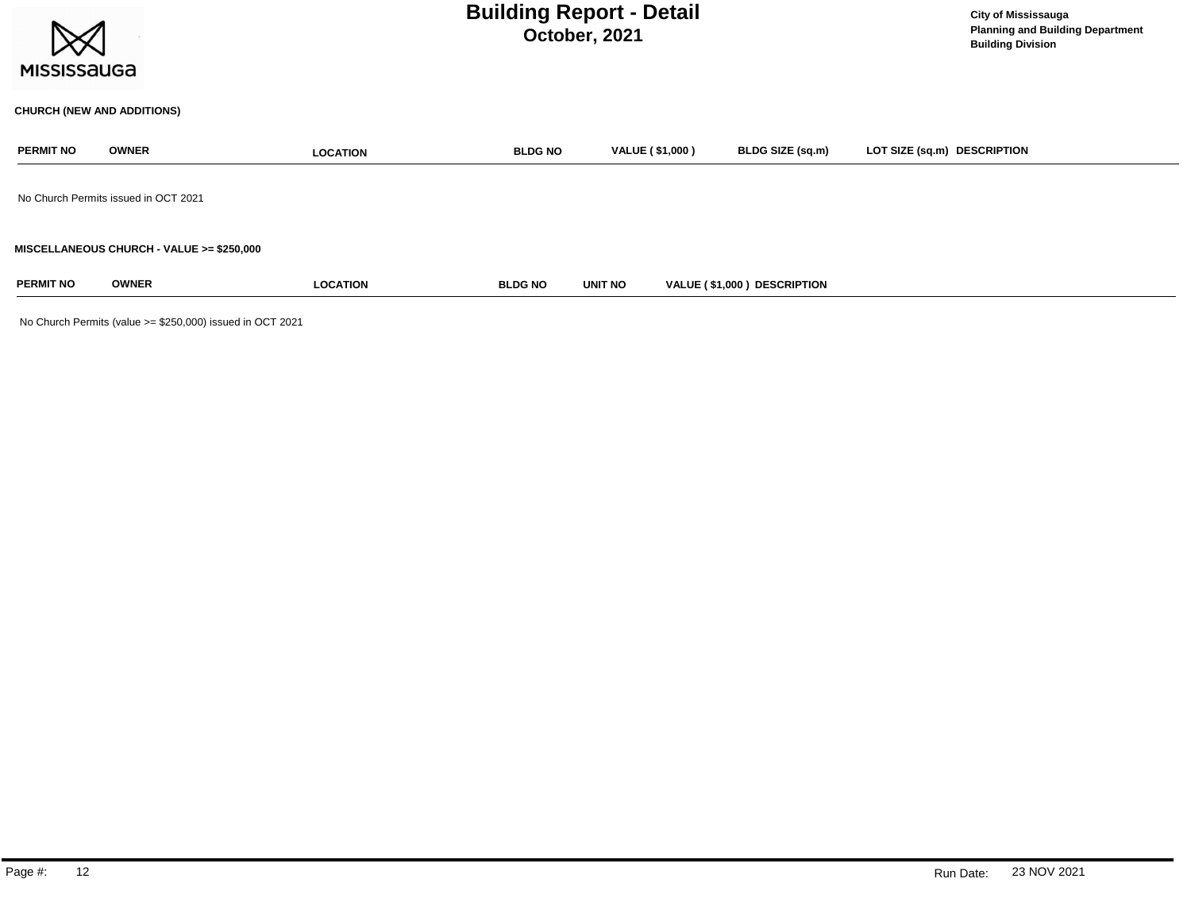# Building Report - Detail
## October, 2021

City of Mississauga
Planning and Building Department
Building Division

### CHURCH (NEW AND ADDITIONS)

| PERMIT NO | OWNER | LOCATION | BLDG NO | VALUE ( $1,000 ) | BLDG SIZE (sq.m) | LOT SIZE (sq.m) | DESCRIPTION |
|---|---|---|---|---|---|---|---|

No Church Permits issued in OCT 2021

### MISCELLANEOUS CHURCH - VALUE >= $250,000

| PERMIT NO | OWNER | LOCATION | BLDG NO | UNIT NO | VALUE ( $1,000 ) | DESCRIPTION |
|---|---|---|---|---|---|---|

No Church Permits (value >= $250,000) issued in OCT 2021

Run Date: 23 NOV 2021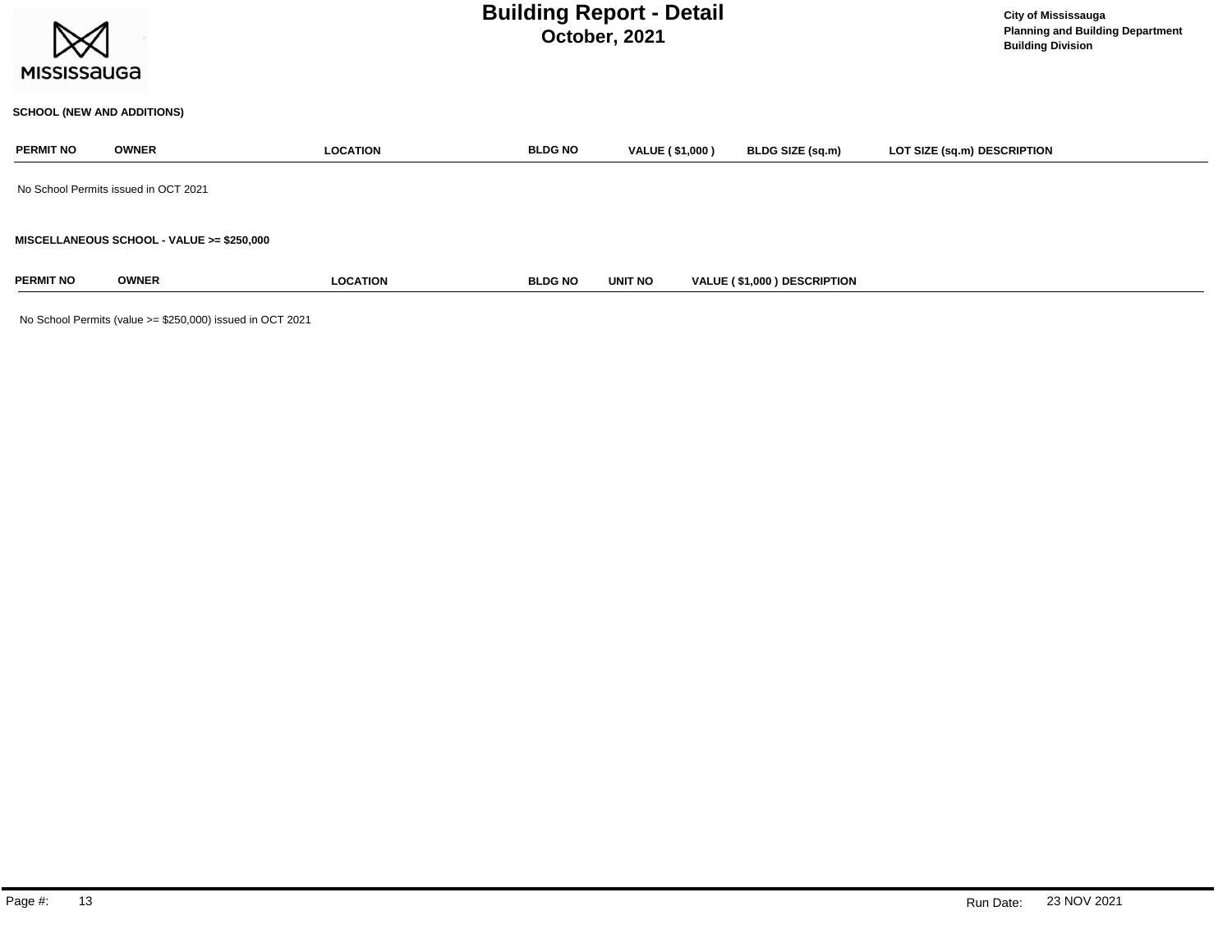### SCHOOL (NEW AND ADDITIONS)

| PERMIT NO | OWNER | LOCATION | BLDG NO | VALUE ( $1,000 ) | BLDG SIZE (sq.m) | LOT SIZE (sq.m) | DESCRIPTION |
|---|---|---|---|---|---|---|---|

No School Permits issued in OCT 2021

### MISCELLANEOUS SCHOOL - VALUE >= $250,000

| PERMIT NO | OWNER | LOCATION | BLDG NO | UNIT NO | VALUE ( $1,000 ) | DESCRIPTION |
|---|---|---|---|---|---|---|

No School Permits (value >= $250,000) issued in OCT 2021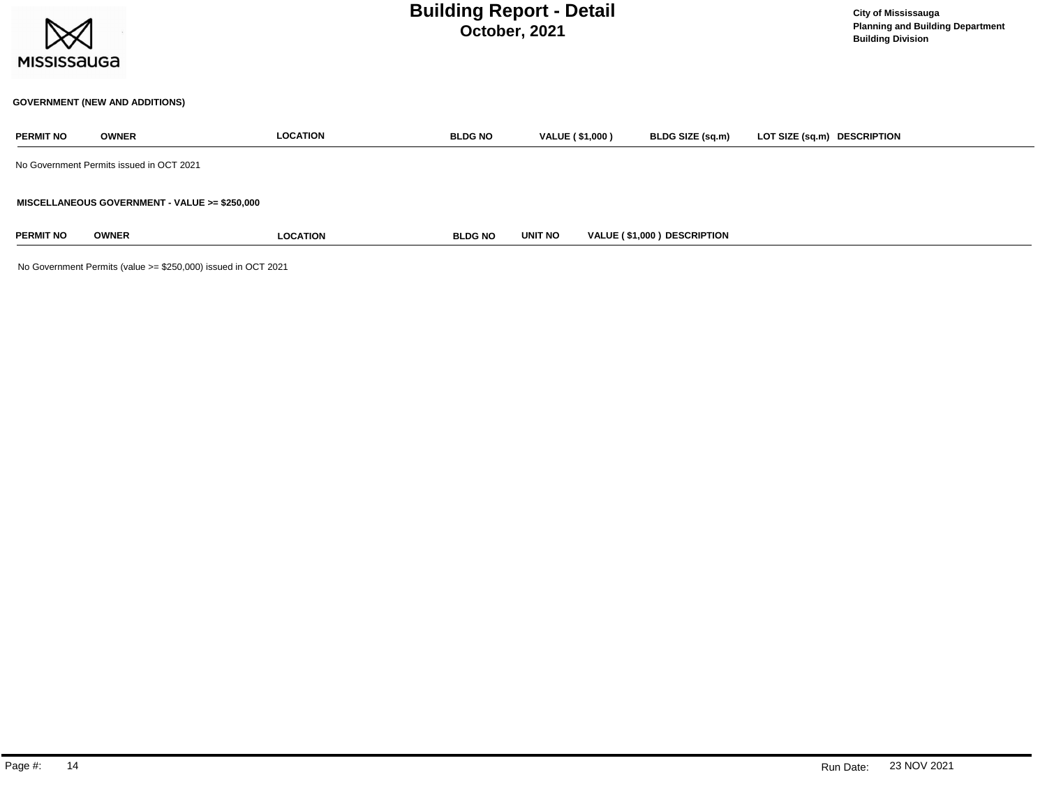# Building Report - Detail

## October, 2021

City of Mississauga
Planning and Building Department
Building Division

**GOVERNMENT (NEW AND ADDITIONS)**

| PERMIT NO | OWNER | LOCATION | BLDG NO | VALUE ( $1,000 ) | BLDG SIZE (sq.m) | LOT SIZE (sq.m) | DESCRIPTION |
|---|---|---|---|---|---|---|---|

No Government Permits issued in OCT 2021

**MISCELLANEOUS GOVERNMENT - VALUE >= $250,000**

| PERMIT NO | OWNER | LOCATION | BLDG NO | UNIT NO | VALUE ( $1,000 ) | DESCRIPTION |
|---|---|---|---|---|---|---|

No Government Permits (value >= $250,000) issued in OCT 2021

Run Date: 23 NOV 2021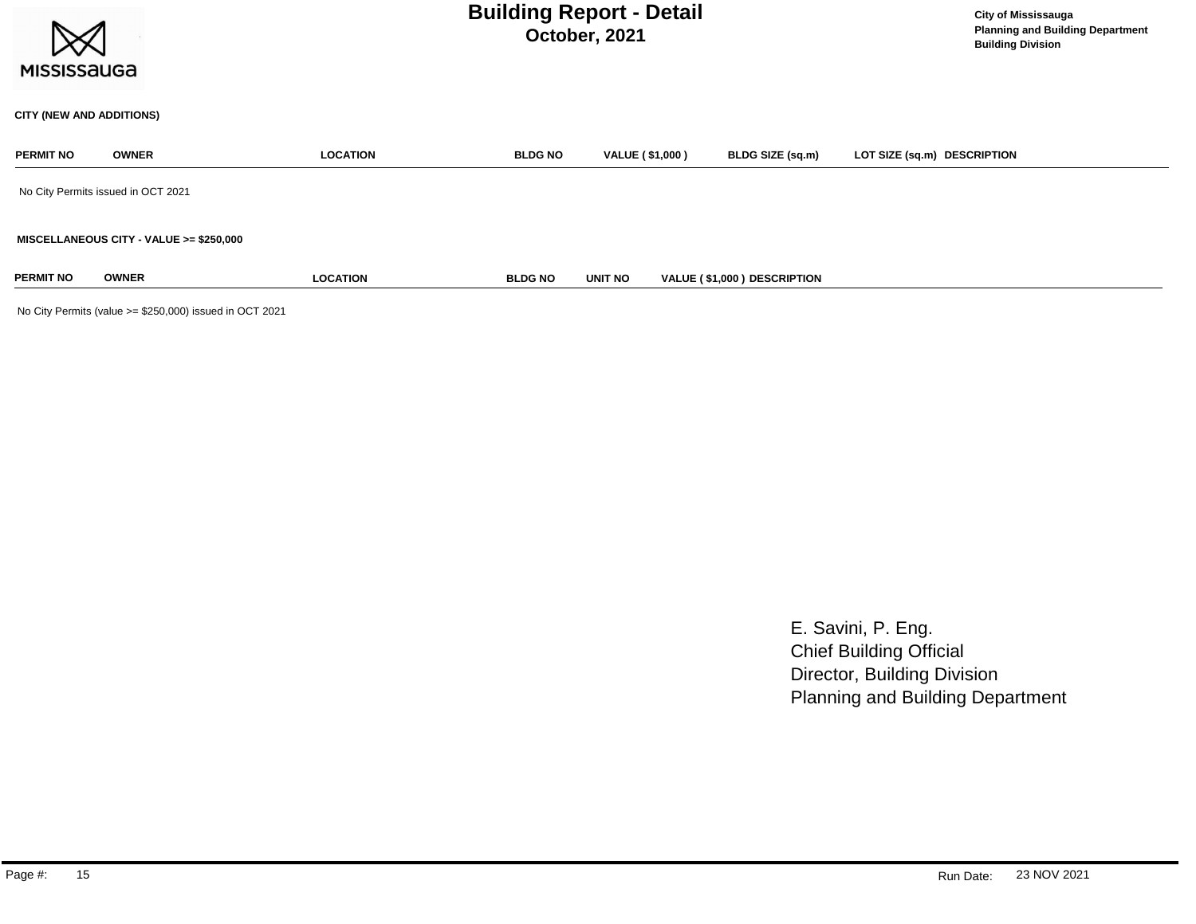# Building Report - Detail
## October, 2021

City of Mississauga
Planning and Building Department
Building Division

**CITY (NEW AND ADDITIONS)**

| PERMIT NO | OWNER | LOCATION | BLDG NO | VALUE ( $1,000 ) | BLDG SIZE (sq.m) | LOT SIZE (sq.m) | DESCRIPTION |
|---|---|---|---|---|---|---|---|

No City Permits issued in OCT 2021

**MISCELLANEOUS CITY - VALUE >= $250,000**

| PERMIT NO | OWNER | LOCATION | BLDG NO | UNIT NO | VALUE ( $1,000 ) | DESCRIPTION |
|---|---|---|---|---|---|---|

No City Permits (value >= $250,000) issued in OCT 2021

E. Savini, P. Eng.
Chief Building Official
Director, Building Division
Planning and Building Department

Run Date: 23 NOV 2021